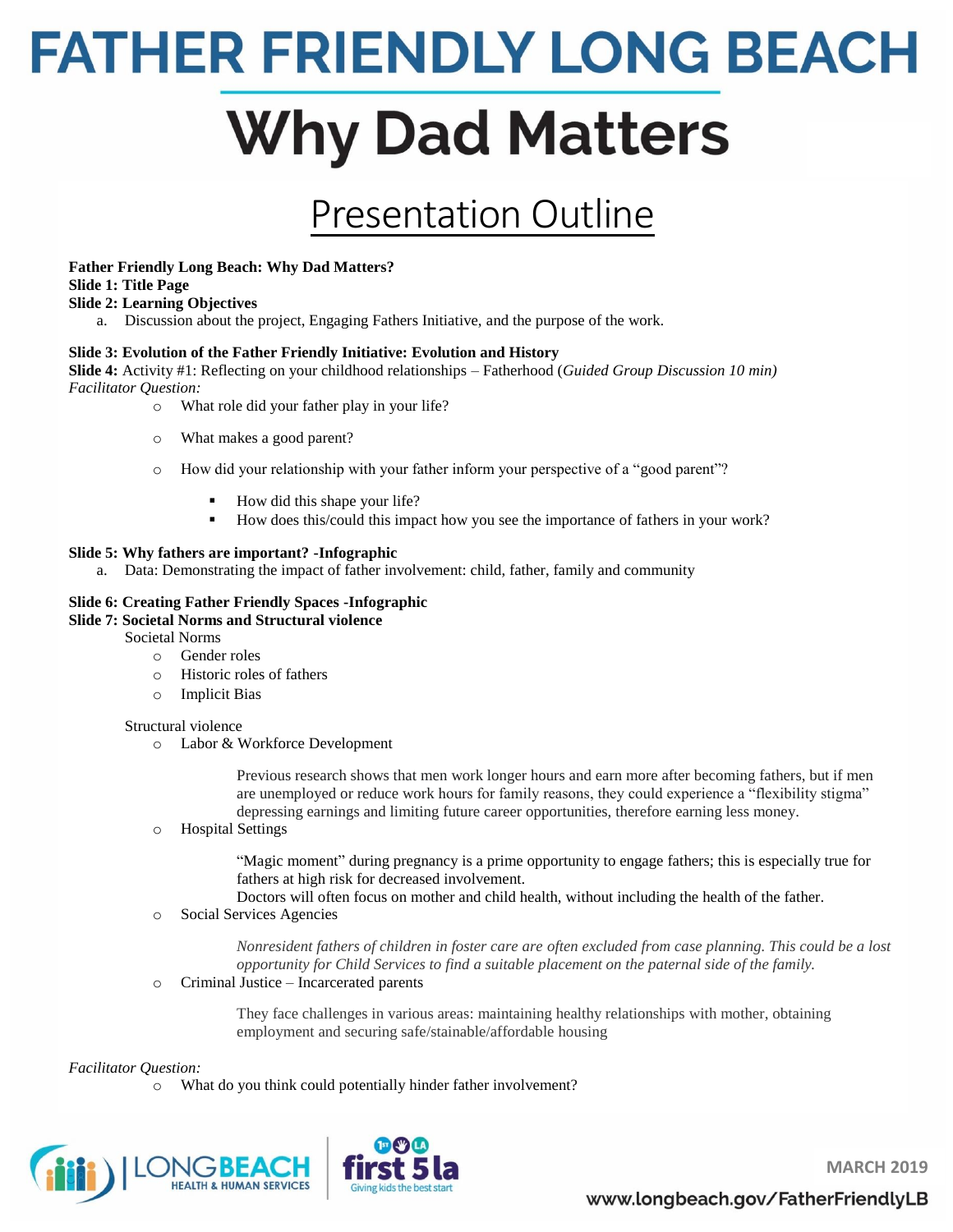# FATHER FRIENDLY LONG BEACH

# Why Dad Matters

## Presentation Outline

**Father Friendly Long Beach: Why Dad Matters?**

**Slide 1: Title Page**

**Slide 2: Learning Objectives**

a. Discussion about the project, Engaging Fathers Initiative, and the purpose of the work.

**Slide 3: Evolution of the Father Friendly Initiative: Evolution and History**

**Slide 4:** Activity #1: Reflecting on your childhood relationships – Fatherhood (*Guided Group Discussion 10 min)*

*Facilitator Question:*

- What role did your father play in your life?
- What makes a good parent?
- How did your relationship with your father inform your perspective of a "good parent"?
  - How did this shape your life?
  - How does this/could this impact how you see the importance of fathers in your work?

**Slide 5: Why fathers are important? -Infographic**

a. Data: Demonstrating the impact of father involvement: child, father, family and community

**Slide 6: Creating Father Friendly Spaces -Infographic**

**Slide 7: Societal Norms and Structural violence**

Societal Norms

- Gender roles
- Historic roles of fathers
- Implicit Bias

Structural violence

- Labor & Workforce Development

  Previous research shows that men work longer hours and earn more after becoming fathers, but if men are unemployed or reduce work hours for family reasons, they could experience a "flexibility stigma" depressing earnings and limiting future career opportunities, therefore earning less money.

- Hospital Settings

  "Magic moment" during pregnancy is a prime opportunity to engage fathers; this is especially true for fathers at high risk for decreased involvement.
  Doctors will often focus on mother and child health, without including the health of the father.

- Social Services Agencies

  *Nonresident fathers of children in foster care are often excluded from case planning. This could be a lost opportunity for Child Services to find a suitable placement on the paternal side of the family.*

- Criminal Justice – Incarcerated parents

  They face challenges in various areas: maintaining healthy relationships with mother, obtaining employment and securing safe/stainable/affordable housing

*Facilitator Question:*

- What do you think could potentially hinder father involvement?

MARCH 2019

www.longbeach.gov/FatherFriendlyLB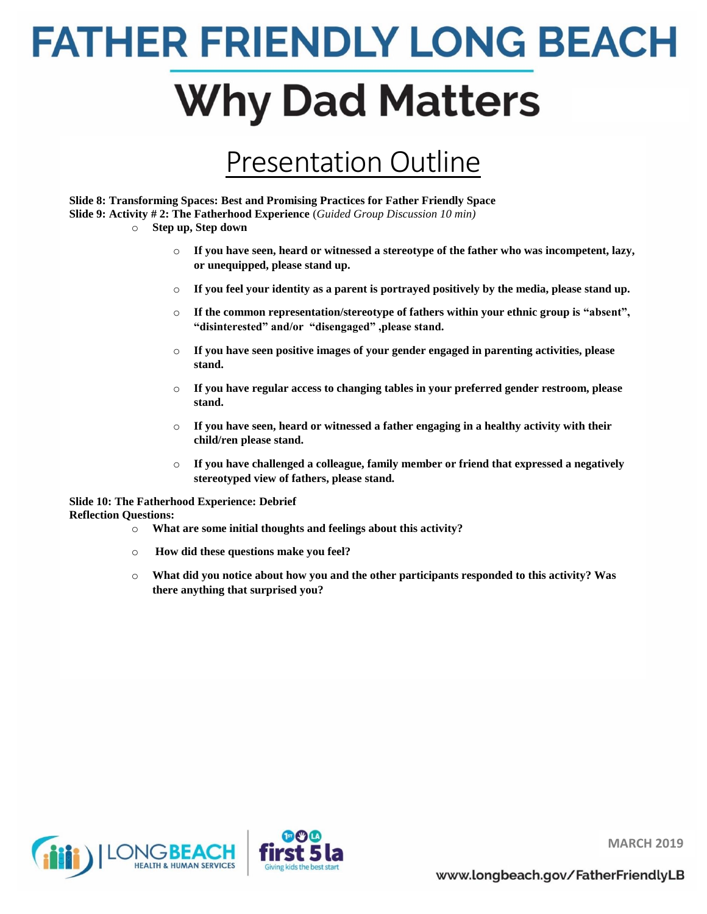# FATHER FRIENDLY LONG BEACH

# Why Dad Matters

## Presentation Outline

**Slide 8: Transforming Spaces: Best and Promising Practices for Father Friendly Space**
**Slide 9: Activity # 2: The Fatherhood Experience** (*Guided Group Discussion 10 min)*

- **Step up, Step down**
  - **If you have seen, heard or witnessed a stereotype of the father who was incompetent, lazy, or unequipped, please stand up.**
  - **If you feel your identity as a parent is portrayed positively by the media, please stand up.**
  - **If the common representation/stereotype of fathers within your ethnic group is "absent", "disinterested" and/or "disengaged" ,please stand.**
  - **If you have seen positive images of your gender engaged in parenting activities, please stand.**
  - **If you have regular access to changing tables in your preferred gender restroom, please stand.**
  - **If you have seen, heard or witnessed a father engaging in a healthy activity with their child/ren please stand.**
  - **If you have challenged a colleague, family member or friend that expressed a negatively stereotyped view of fathers, please stand.**

**Slide 10: The Fatherhood Experience: Debrief**
**Reflection Questions:**

- **What are some initial thoughts and feelings about this activity?**
- **How did these questions make you feel?**
- **What did you notice about how you and the other participants responded to this activity? Was there anything that surprised you?**

LONG BEACH HEALTH & HUMAN SERVICES | first 5 la Giving kids the best start

MARCH 2019

www.longbeach.gov/FatherFriendlyLB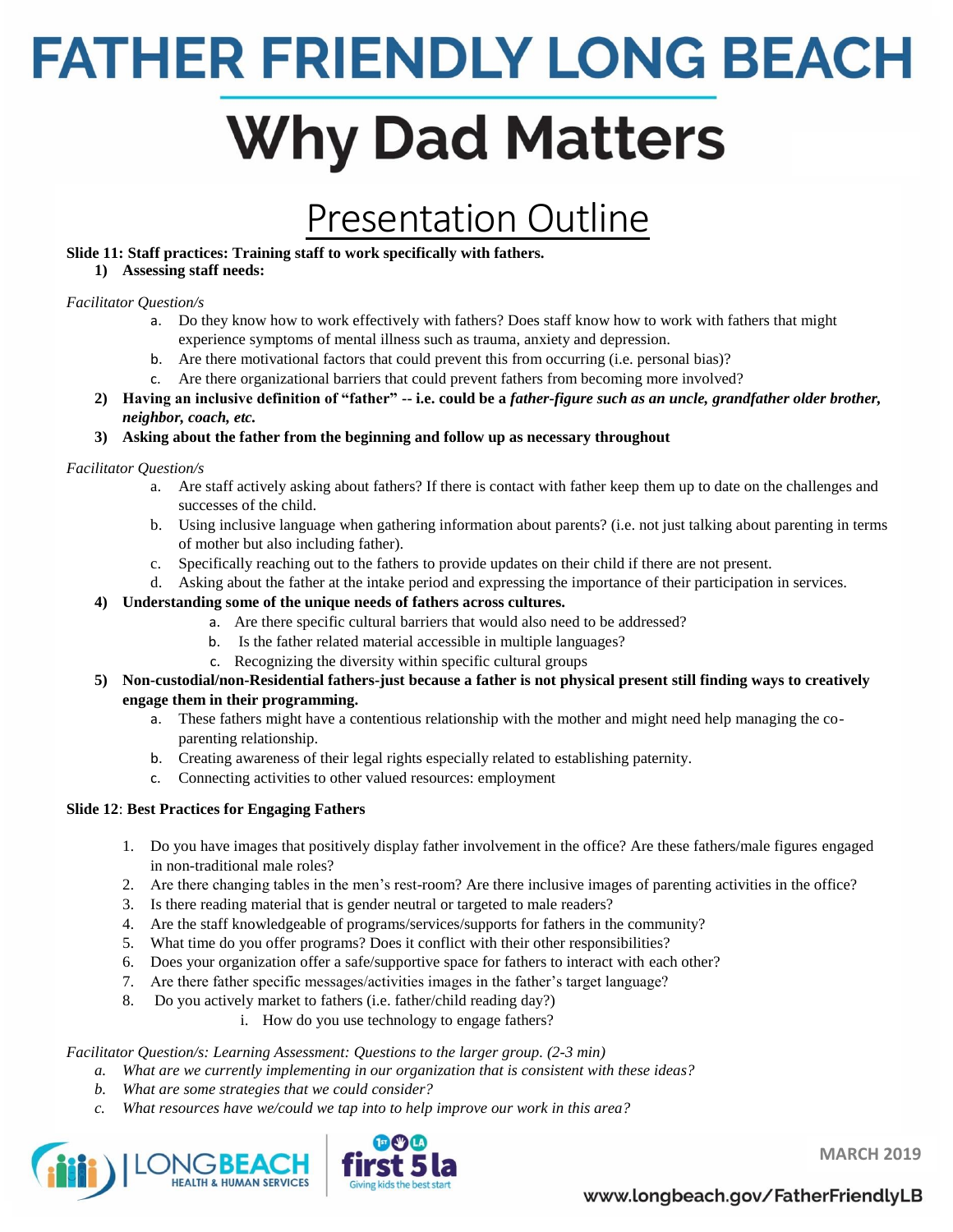# FATHER FRIENDLY LONG BEACH

# Why Dad Matters

## Presentation Outline

**Slide 11: Staff practices: Training staff to work specifically with fathers.**

1) **Assessing staff needs:**

*Facilitator Question/s*

a. Do they know how to work effectively with fathers? Does staff know how to work with fathers that might experience symptoms of mental illness such as trauma, anxiety and depression.
b. Are there motivational factors that could prevent this from occurring (i.e. personal bias)?
c. Are there organizational barriers that could prevent fathers from becoming more involved?

2) **Having an inclusive definition of "father" -- i.e. could be a *father-figure such as an uncle, grandfather older brother, neighbor, coach, etc.***
3) **Asking about the father from the beginning and follow up as necessary throughout**

*Facilitator Question/s*

a. Are staff actively asking about fathers? If there is contact with father keep them up to date on the challenges and successes of the child.
b. Using inclusive language when gathering information about parents? (i.e. not just talking about parenting in terms of mother but also including father).
c. Specifically reaching out to the fathers to provide updates on their child if there are not present.
d. Asking about the father at the intake period and expressing the importance of their participation in services.

4) **Understanding some of the unique needs of fathers across cultures.**
   a. Are there specific cultural barriers that would also need to be addressed?
   b. Is the father related material accessible in multiple languages?
   c. Recognizing the diversity within specific cultural groups
5) **Non-custodial/non-Residential fathers-just because a father is not physical present still finding ways to creatively engage them in their programming.**
   a. These fathers might have a contentious relationship with the mother and might need help managing the co-parenting relationship.
   b. Creating awareness of their legal rights especially related to establishing paternity.
   c. Connecting activities to other valued resources: employment

**Slide 12**: **Best Practices for Engaging Fathers**

1. Do you have images that positively display father involvement in the office? Are these fathers/male figures engaged in non-traditional male roles?
2. Are there changing tables in the men's rest-room? Are there inclusive images of parenting activities in the office?
3. Is there reading material that is gender neutral or targeted to male readers?
4. Are the staff knowledgeable of programs/services/supports for fathers in the community?
5. What time do you offer programs? Does it conflict with their other responsibilities?
6. Does your organization offer a safe/supportive space for fathers to interact with each other?
7. Are there father specific messages/activities images in the father's target language?
8. Do you actively market to fathers (i.e. father/child reading day?)
   i. How do you use technology to engage fathers?

*Facilitator Question/s: Learning Assessment: Questions to the larger group. (2-3 min)*

*a. What are we currently implementing in our organization that is consistent with these ideas?*
*b. What are some strategies that we could consider?*
*c. What resources have we/could we tap into to help improve our work in this area?*

MARCH 2019

www.longbeach.gov/FatherFriendlyLB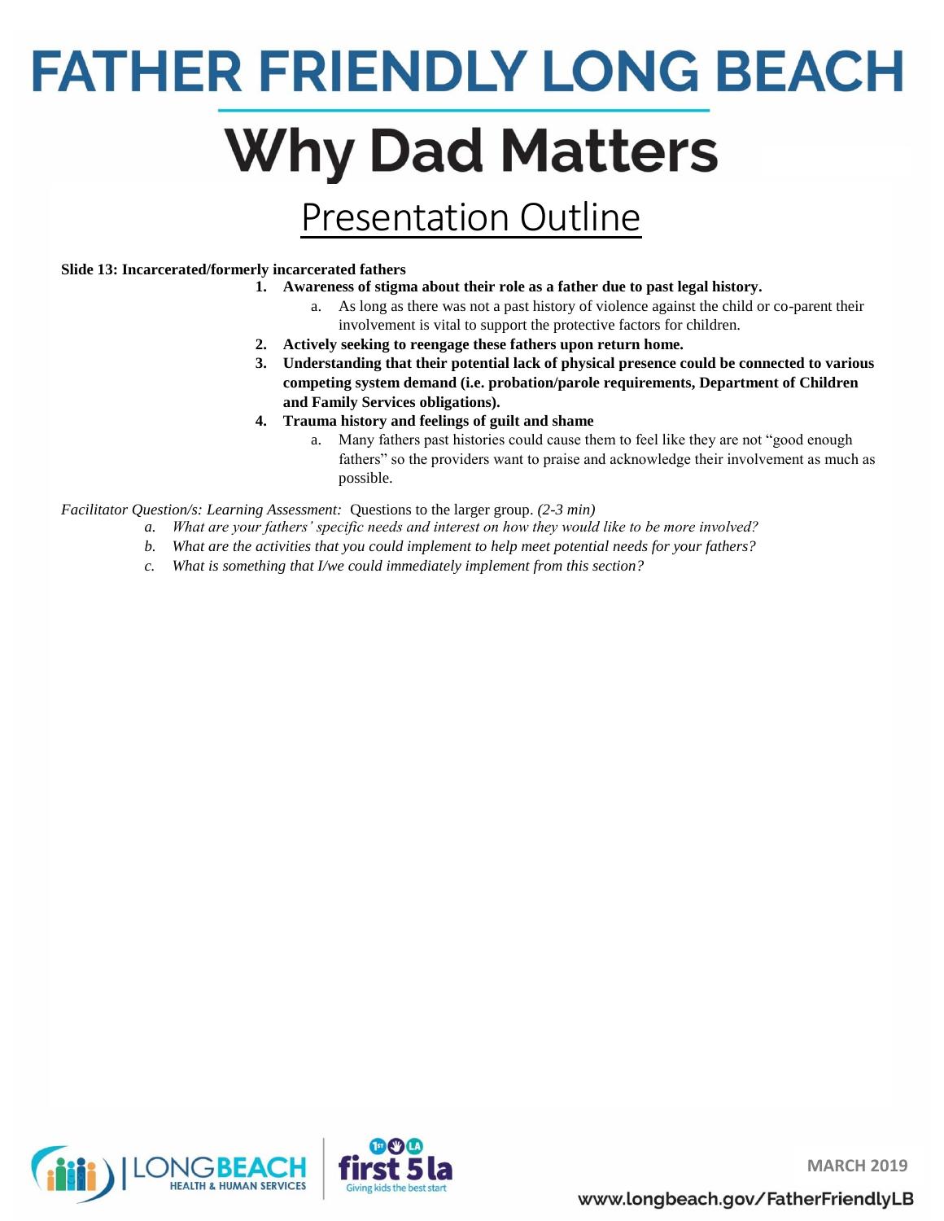# FATHER FRIENDLY LONG BEACH

## Why Dad Matters

### Presentation Outline

**Slide 13: Incarcerated/formerly incarcerated fathers**

1. **Awareness of stigma about their role as a father due to past legal history.**
   a. As long as there was not a past history of violence against the child or co-parent their involvement is vital to support the protective factors for children.
2. **Actively seeking to reengage these fathers upon return home.**
3. **Understanding that their potential lack of physical presence could be connected to various competing system demand (i.e. probation/parole requirements, Department of Children and Family Services obligations).**
4. **Trauma history and feelings of guilt and shame**
   a. Many fathers past histories could cause them to feel like they are not "good enough fathers" so the providers want to praise and acknowledge their involvement as much as possible.

*Facilitator Question/s: Learning Assessment:* Questions to the larger group. *(2-3 min)*

*a. What are your fathers' specific needs and interest on how they would like to be more involved?*
*b. What are the activities that you could implement to help meet potential needs for your fathers?*
*c. What is something that I/we could immediately implement from this section?*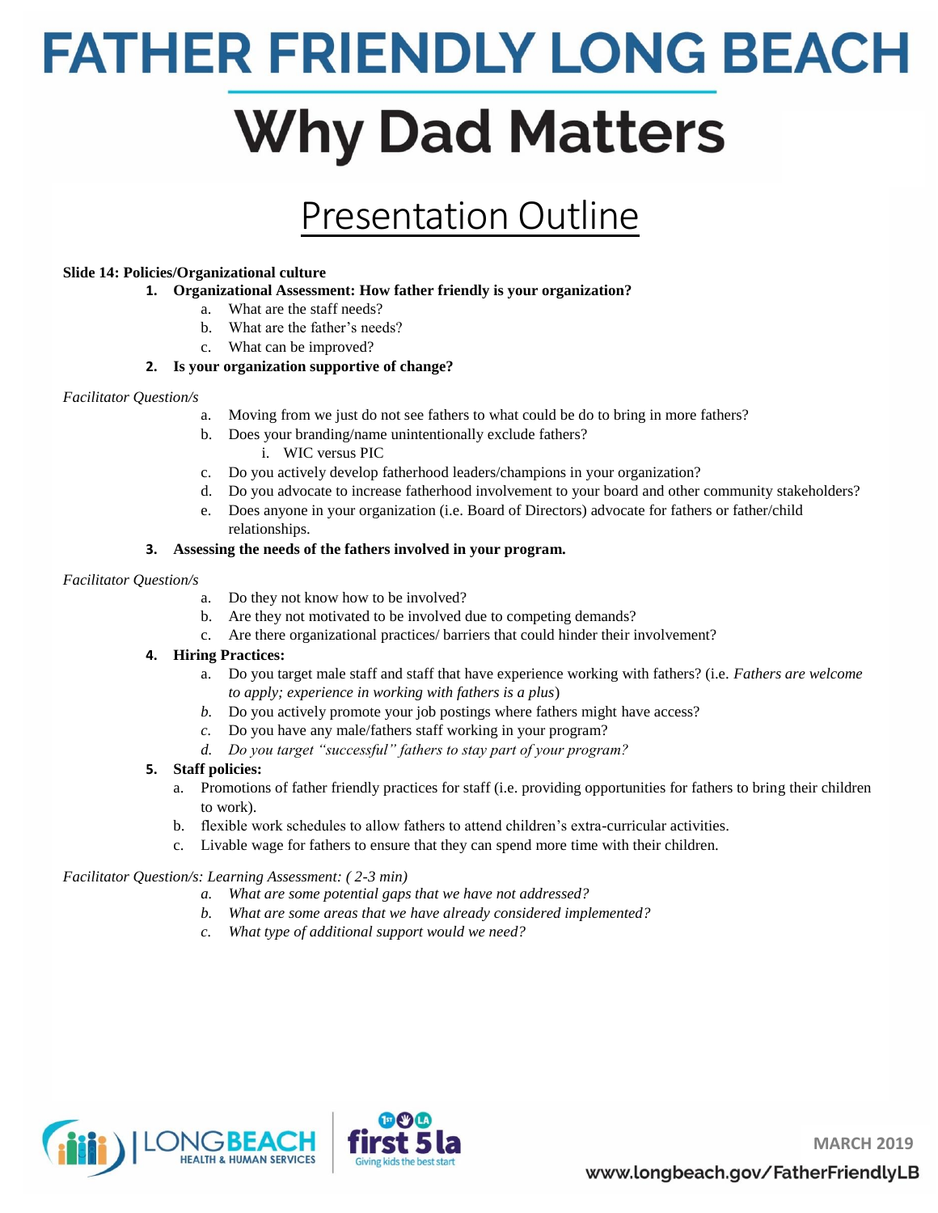# FATHER FRIENDLY LONG BEACH

## Why Dad Matters

## Presentation Outline

**Slide 14: Policies/Organizational culture**

1. **Organizational Assessment: How father friendly is your organization?**
   a. What are the staff needs?
   b. What are the father's needs?
   c. What can be improved?
2. **Is your organization supportive of change?**

*Facilitator Question/s*

a. Moving from we just do not see fathers to what could be do to bring in more fathers?
b. Does your branding/name unintentionally exclude fathers?
   i. WIC versus PIC
c. Do you actively develop fatherhood leaders/champions in your organization?
d. Do you advocate to increase fatherhood involvement to your board and other community stakeholders?
e. Does anyone in your organization (i.e. Board of Directors) advocate for fathers or father/child relationships.

3. **Assessing the needs of the fathers involved in your program.**

*Facilitator Question/s*

a. Do they not know how to be involved?
b. Are they not motivated to be involved due to competing demands?
c. Are there organizational practices/ barriers that could hinder their involvement?

4. **Hiring Practices:**
   a. Do you target male staff and staff that have experience working with fathers? (i.e. *Fathers are welcome to apply; experience in working with fathers is a plus*)
   *b.* Do you actively promote your job postings where fathers might have access?
   *c.* Do you have any male/fathers staff working in your program?
   *d. Do you target "successful" fathers to stay part of your program?*
5. **Staff policies:**
   a. Promotions of father friendly practices for staff (i.e. providing opportunities for fathers to bring their children to work).
   b. flexible work schedules to allow fathers to attend children's extra-curricular activities.
   c. Livable wage for fathers to ensure that they can spend more time with their children.

*Facilitator Question/s: Learning Assessment: ( 2-3 min)*

*a. What are some potential gaps that we have not addressed?*
*b. What are some areas that we have already considered implemented?*
*c. What type of additional support would we need?*

LONG BEACH HEALTH & HUMAN SERVICES | first 5 la Giving kids the best start

MARCH 2019

www.longbeach.gov/FatherFriendlyLB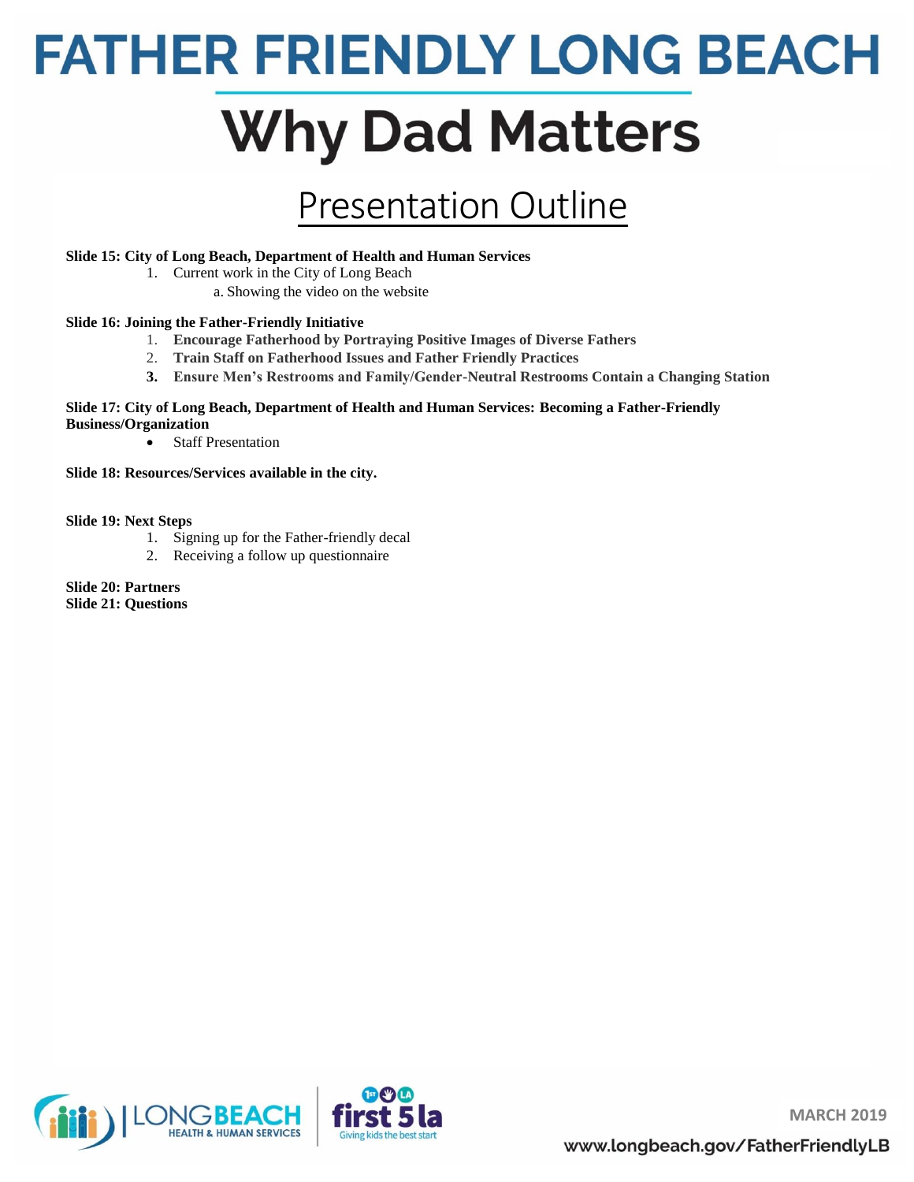# FATHER FRIENDLY LONG BEACH

# Why Dad Matters

## Presentation Outline

**Slide 15: City of Long Beach, Department of Health and Human Services**

1. Current work in the City of Long Beach
    a. Showing the video on the website

**Slide 16: Joining the Father-Friendly Initiative**

1. **Encourage Fatherhood by Portraying Positive Images of Diverse Fathers**
2. **Train Staff on Fatherhood Issues and Father Friendly Practices**
3. **Ensure Men's Restrooms and Family/Gender-Neutral Restrooms Contain a Changing Station**

**Slide 17: City of Long Beach, Department of Health and Human Services: Becoming a Father-Friendly Business/Organization**

- Staff Presentation

**Slide 18: Resources/Services available in the city.**

**Slide 19: Next Steps**

1. Signing up for the Father-friendly decal
2. Receiving a follow up questionnaire

**Slide 20: Partners**
**Slide 21: Questions**

LONG BEACH HEALTH & HUMAN SERVICES | first 5 la Giving kids the best start

MARCH 2019

www.longbeach.gov/FatherFriendlyLB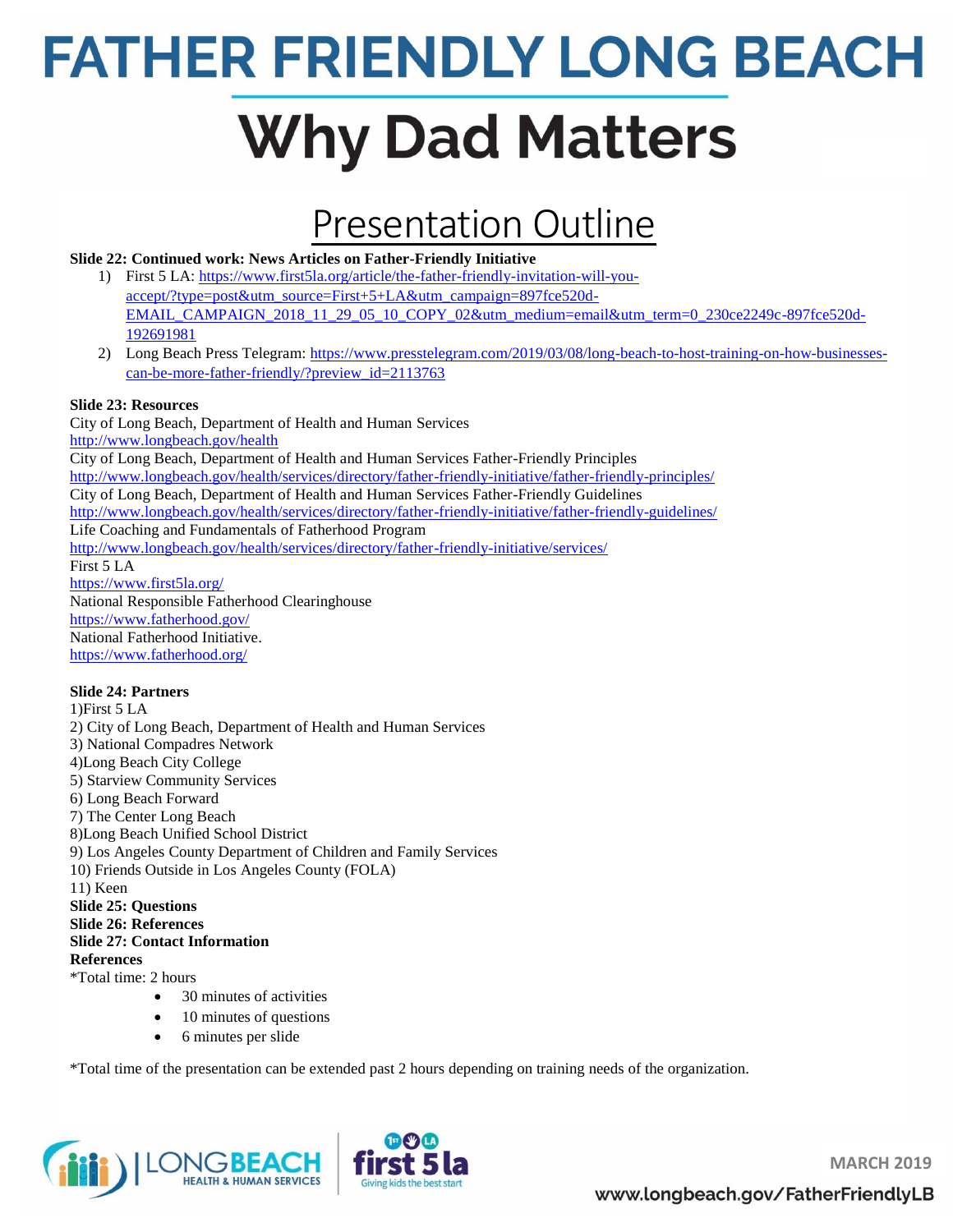# FATHER FRIENDLY LONG BEACH

# Why Dad Matters

## Presentation Outline

**Slide 22: Continued work: News Articles on Father-Friendly Initiative**

1) First 5 LA: https://www.first5la.org/article/the-father-friendly-invitation-will-you-accept/?type=post&utm_source=First+5+LA&utm_campaign=897fce520d-EMAIL_CAMPAIGN_2018_11_29_05_10_COPY_02&utm_medium=email&utm_term=0_230ce2249c-897fce520d-192691981
2) Long Beach Press Telegram: https://www.presstelegram.com/2019/03/08/long-beach-to-host-training-on-how-businesses-can-be-more-father-friendly/?preview_id=2113763

**Slide 23: Resources**

City of Long Beach, Department of Health and Human Services
http://www.longbeach.gov/health
City of Long Beach, Department of Health and Human Services Father-Friendly Principles
http://www.longbeach.gov/health/services/directory/father-friendly-initiative/father-friendly-principles/
City of Long Beach, Department of Health and Human Services Father-Friendly Guidelines
http://www.longbeach.gov/health/services/directory/father-friendly-initiative/father-friendly-guidelines/
Life Coaching and Fundamentals of Fatherhood Program
http://www.longbeach.gov/health/services/directory/father-friendly-initiative/services/
First 5 LA
https://www.first5la.org/
National Responsible Fatherhood Clearinghouse
https://www.fatherhood.gov/
National Fatherhood Initiative.
https://www.fatherhood.org/

**Slide 24: Partners**

1)First 5 LA
2) City of Long Beach, Department of Health and Human Services
3) National Compadres Network
4)Long Beach City College
5) Starview Community Services
6) Long Beach Forward
7) The Center Long Beach
8)Long Beach Unified School District
9) Los Angeles County Department of Children and Family Services
10) Friends Outside in Los Angeles County (FOLA)
11) Keen

**Slide 25: Questions**
**Slide 26: References**
**Slide 27: Contact Information**
**References**

*Total time: 2 hours

- 30 minutes of activities
- 10 minutes of questions
- 6 minutes per slide

*Total time of the presentation can be extended past 2 hours depending on training needs of the organization.

LONG BEACH HEALTH & HUMAN SERVICES | first 5 la Giving kids the best start

MARCH 2019

www.longbeach.gov/FatherFriendlyLB